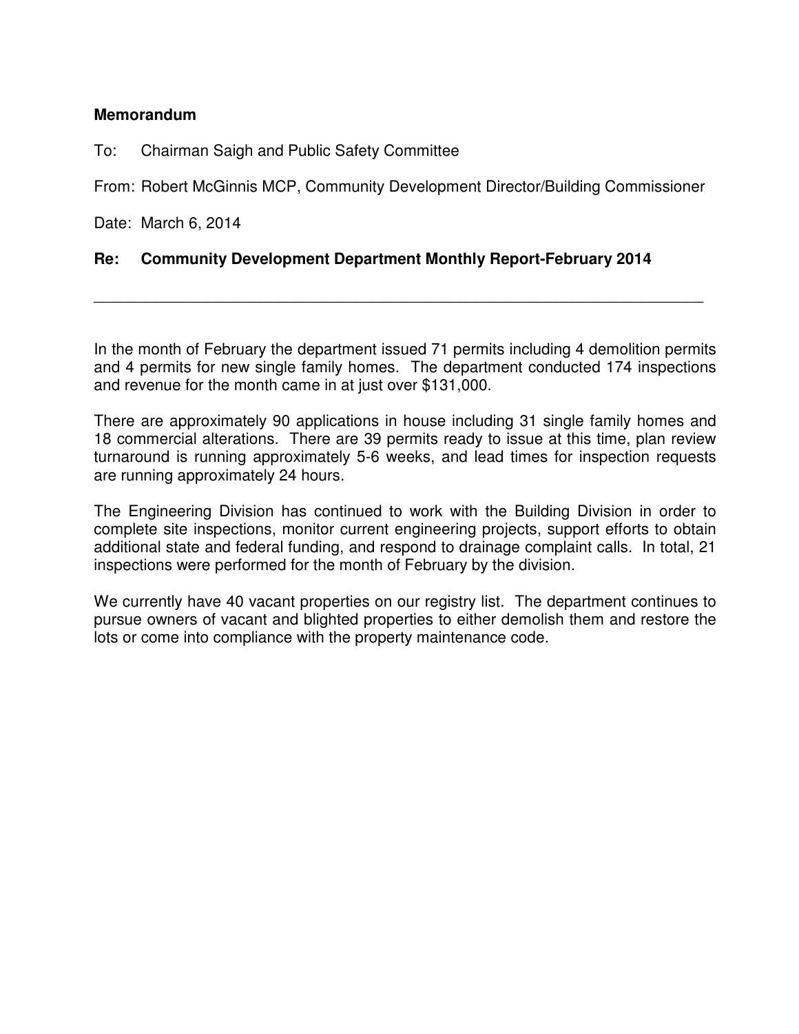**Memorandum**

To: Chairman Saigh and Public Safety Committee

From: Robert McGinnis MCP, Community Development Director/Building Commissioner

Date: March 6, 2014

**Re: Community Development Department Monthly Report-February 2014**

---

In the month of February the department issued 71 permits including 4 demolition permits and 4 permits for new single family homes. The department conducted 174 inspections and revenue for the month came in at just over $131,000.

There are approximately 90 applications in house including 31 single family homes and 18 commercial alterations. There are 39 permits ready to issue at this time, plan review turnaround is running approximately 5-6 weeks, and lead times for inspection requests are running approximately 24 hours.

The Engineering Division has continued to work with the Building Division in order to complete site inspections, monitor current engineering projects, support efforts to obtain additional state and federal funding, and respond to drainage complaint calls. In total, 21 inspections were performed for the month of February by the division.

We currently have 40 vacant properties on our registry list. The department continues to pursue owners of vacant and blighted properties to either demolish them and restore the lots or come into compliance with the property maintenance code.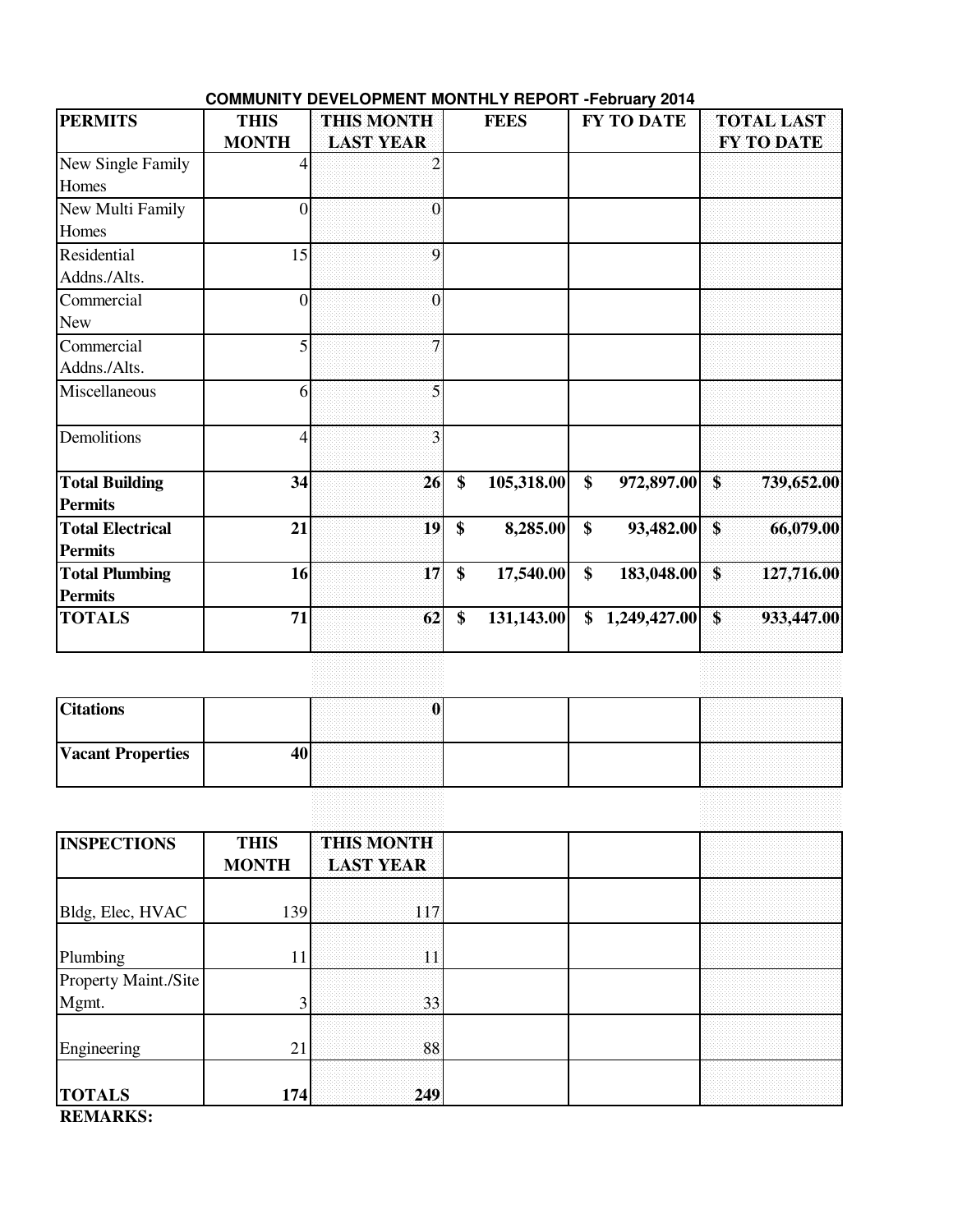## COMMUNITY DEVELOPMENT MONTHLY REPORT -February 2014

| PERMITS | THIS MONTH | THIS MONTH LAST YEAR | FEES | FY TO DATE | TOTAL LAST FY TO DATE |
|---|---|---|---|---|---|
| New Single Family Homes | 4 | 2 | | | |
| New Multi Family Homes | 0 | 0 | | | |
| Residential Addns./Alts. | 15 | 9 | | | |
| Commercial New | 0 | 0 | | | |
| Commercial Addns./Alts. | 5 | 7 | | | |
| Miscellaneous | 6 | 5 | | | |
| Demolitions | 4 | 3 | | | |
| **Total Building Permits** | **34** | **26** | **$ 105,318.00** | **$ 972,897.00** | **$ 739,652.00** |
| **Total Electrical Permits** | **21** | **19** | **$ 8,285.00** | **$ 93,482.00** | **$ 66,079.00** |
| **Total Plumbing Permits** | **16** | **17** | **$ 17,540.00** | **$ 183,048.00** | **$ 127,716.00** |
| **TOTALS** | **71** | **62** | **$ 131,143.00** | **$ 1,249,427.00** | **$ 933,447.00** |

| | | | | | |
|---|---|---|---|---|---|
| **Citations** | | **0** | | | |
| **Vacant Properties** | **40** | | | | |

| INSPECTIONS | THIS MONTH | THIS MONTH LAST YEAR | | | |
|---|---|---|---|---|---|
| Bldg, Elec, HVAC | 139 | 117 | | | |
| Plumbing | 11 | 11 | | | |
| Property Maint./Site Mgmt. | 3 | 33 | | | |
| Engineering | 21 | 88 | | | |
| **TOTALS** | **174** | **249** | | | |

**REMARKS:**